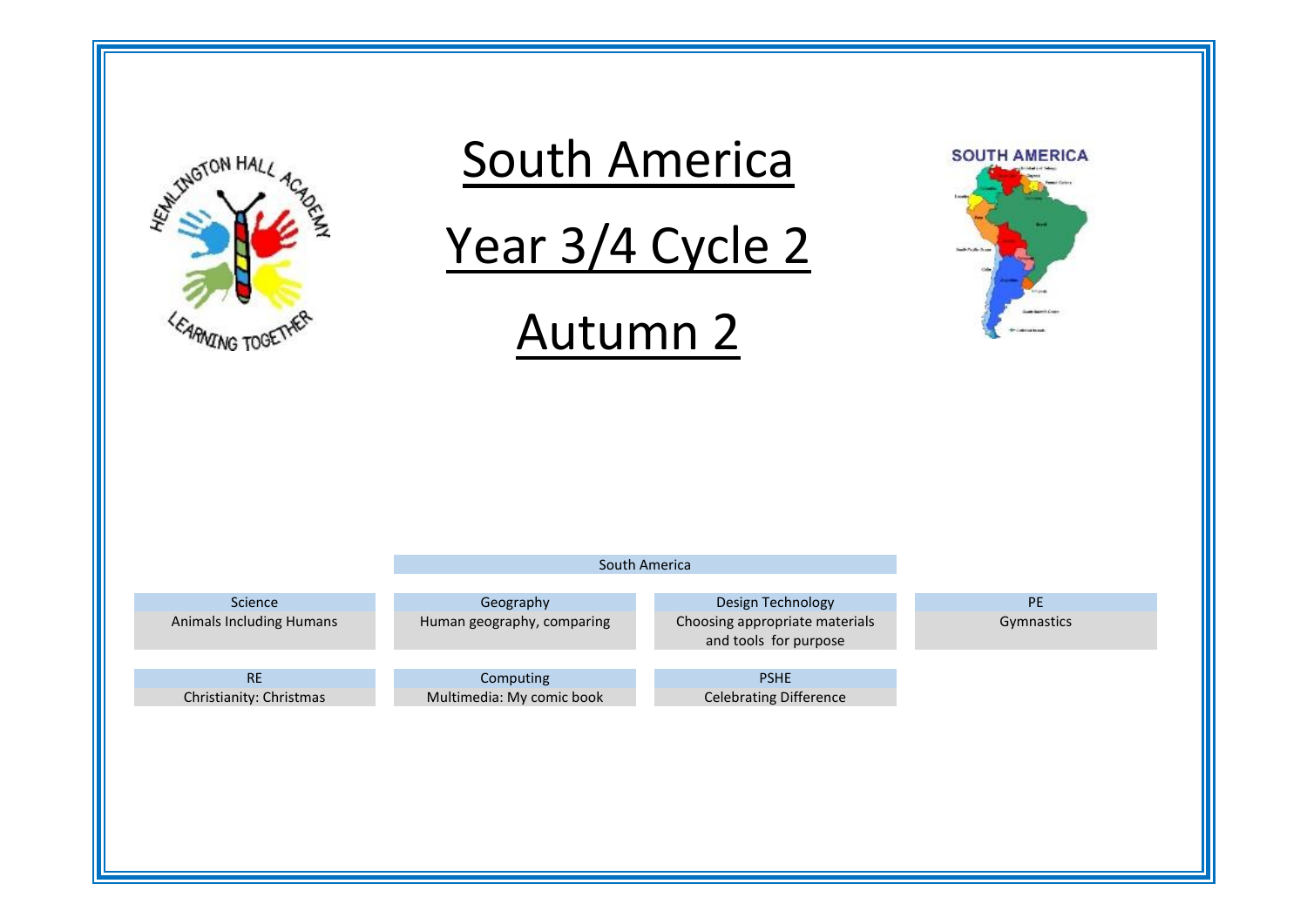# South America

# Year 3/4 Cycle 2

# Autumn 2

South America

| Science | Geography | Design Technology | PE |
|---|---|---|---|
| Animals Including Humans | Human geography, comparing | Choosing appropriate materials and tools for purpose | Gymnastics |

| RE | Computing | PSHE |
|---|---|---|
| Christianity: Christmas | Multimedia: My comic book | Celebrating Difference |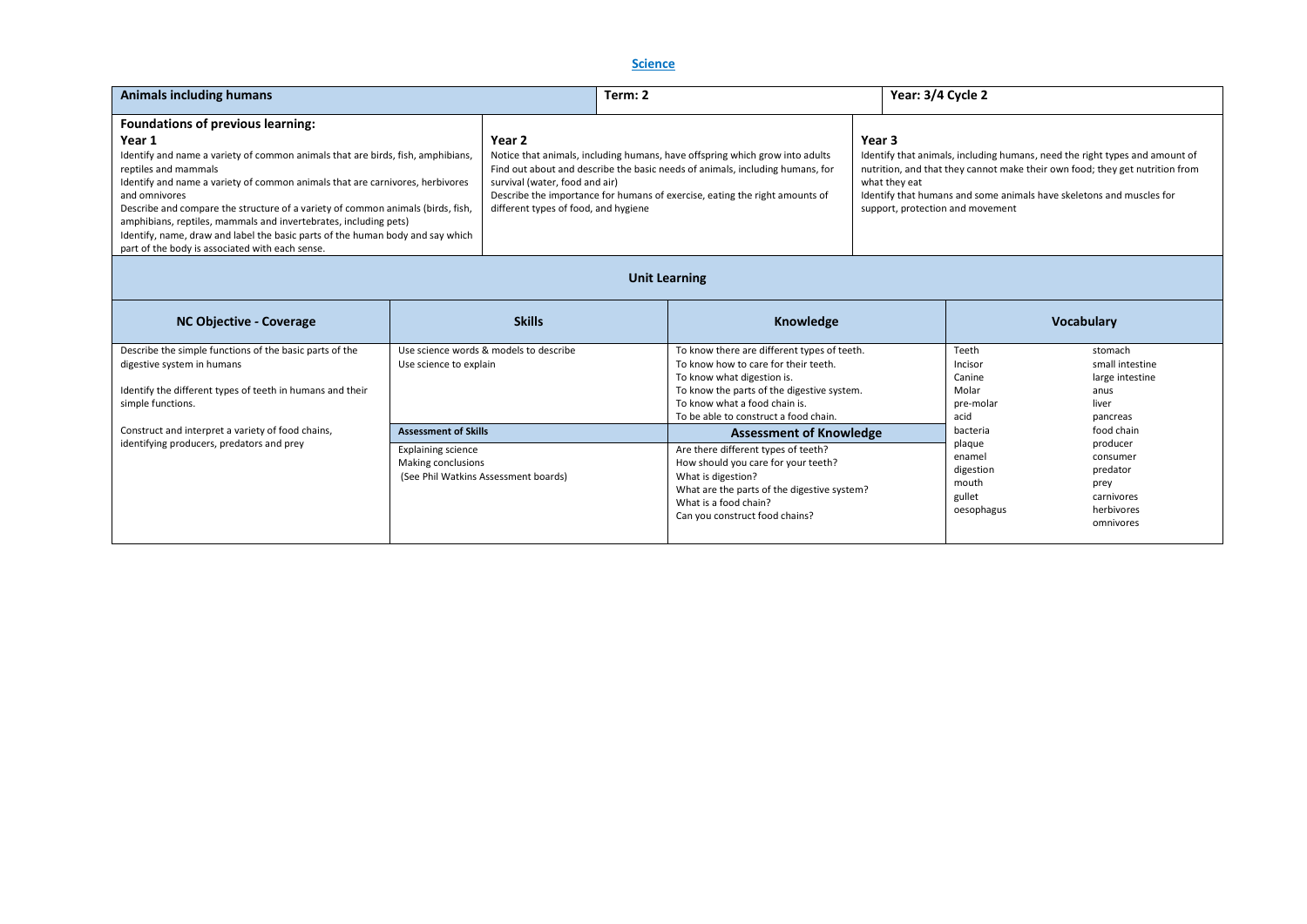# Science

| Animals including humans | Term: 2 | Year: 3/4 Cycle 2 |
|---|---|---|

**Foundations of previous learning:**

| Year 1 | Year 2 | Year 3 |
|---|---|---|
| Identify and name a variety of common animals that are birds, fish, amphibians, reptiles and mammals<br>Identify and name a variety of common animals that are carnivores, herbivores and omnivores<br>Describe and compare the structure of a variety of common animals (birds, fish, amphibians, reptiles, mammals and invertebrates, including pets)<br>Identify, name, draw and label the basic parts of the human body and say which part of the body is associated with each sense. | Notice that animals, including humans, have offspring which grow into adults<br>Find out about and describe the basic needs of animals, including humans, for survival (water, food and air)<br>Describe the importance for humans of exercise, eating the right amounts of different types of food, and hygiene | Identify that animals, including humans, need the right types and amount of nutrition, and that they cannot make their own food; they get nutrition from what they eat<br>Identify that humans and some animals have skeletons and muscles for support, protection and movement |

## Unit Learning

| NC Objective - Coverage | Skills | Knowledge | Vocabulary | |
|---|---|---|---|---|
| Describe the simple functions of the basic parts of the digestive system in humans<br><br>Identify the different types of teeth in humans and their simple functions.<br><br>Construct and interpret a variety of food chains, identifying producers, predators and prey | Use science words & models to describe<br>Use science to explain | To know there are different types of teeth.<br>To know how to care for their teeth.<br>To know what digestion is.<br>To know the parts of the digestive system.<br>To know what a food chain is.<br>To be able to construct a food chain. | Teeth<br>Incisor<br>Canine<br>Molar<br>pre-molar<br>acid<br>bacteria<br>plaque<br>enamel<br>digestion<br>mouth<br>gullet<br>oesophagus | stomach<br>small intestine<br>large intestine<br>anus<br>liver<br>pancreas<br>food chain<br>producer<br>consumer<br>predator<br>prey<br>carnivores<br>herbivores<br>omnivores |
| | **Assessment of Skills** | **Assessment of Knowledge** | | |
| | Explaining science<br>Making conclusions<br>(See Phil Watkins Assessment boards) | Are there different types of teeth?<br>How should you care for your teeth?<br>What is digestion?<br>What are the parts of the digestive system?<br>What is a food chain?<br>Can you construct food chains? | | |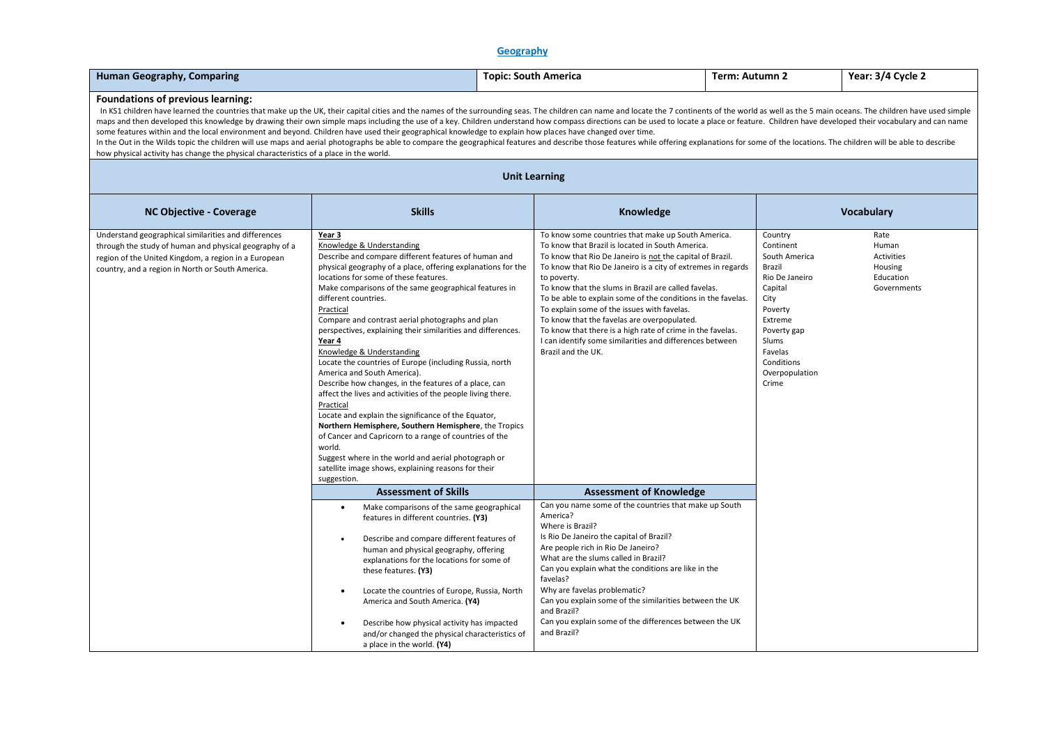# Geography

| Human Geography, Comparing | Topic: South America | Term: Autumn 2 | Year: 3/4 Cycle 2 |
|---|---|---|---|

**Foundations of previous learning:**

In KS1 children have learned the countries that make up the UK, their capital cities and the names of the surrounding seas. The children can name and locate the 7 continents of the world as well as the 5 main oceans. The children have used simple maps and then developed this knowledge by drawing their own simple maps including the use of a key. Children understand how compass directions can be used to locate a place or feature. Children have developed their vocabulary and can name some features within and the local environment and beyond. Children have used their geographical knowledge to explain how places have changed over time.

In the Out in the Wilds topic the children will use maps and aerial photographs be able to compare the geographical features and describe those features while offering explanations for some of the locations. The children will be able to describe how physical activity has change the physical characteristics of a place in the world.

## Unit Learning

| NC Objective - Coverage | Skills | Knowledge | Vocabulary | |
|---|---|---|---|---|
| Understand geographical similarities and differences through the study of human and physical geography of a region of the United Kingdom, a region in a European country, and a region in North or South America. | **Year 3**<br>Knowledge & Understanding<br>Describe and compare different features of human and physical geography of a place, offering explanations for the locations for some of these features.<br>Make comparisons of the same geographical features in different countries.<br>Practical<br>Compare and contrast aerial photographs and plan perspectives, explaining their similarities and differences.<br>**Year 4**<br>Knowledge & Understanding<br>Locate the countries of Europe (including Russia, north America and South America).<br>Describe how changes, in the features of a place, can affect the lives and activities of the people living there.<br>Practical<br>Locate and explain the significance of the Equator, **Northern Hemisphere, Southern Hemisphere**, the Tropics of Cancer and Capricorn to a range of countries of the world.<br>Suggest where in the world and aerial photograph or satellite image shows, explaining reasons for their suggestion. | To know some countries that make up South America.<br>To know that Brazil is located in South America.<br>To know that Rio De Janeiro is not the capital of Brazil.<br>To know that Rio De Janeiro is a city of extremes in regards to poverty.<br>To know that the slums in Brazil are called favelas.<br>To be able to explain some of the conditions in the favelas.<br>To explain some of the issues with favelas.<br>To know that the favelas are overpopulated.<br>To know that there is a high rate of crime in the favelas.<br>I can identify some similarities and differences between Brazil and the UK. | Country<br>Continent<br>South America<br>Brazil<br>Rio De Janeiro<br>Capital<br>City<br>Poverty<br>Extreme<br>Poverty gap<br>Slums<br>Favelas<br>Conditions<br>Overpopulation<br>Crime | Rate<br>Human<br>Activities<br>Housing<br>Education<br>Governments |
| | **Assessment of Skills** | **Assessment of Knowledge** | | |
| | • Make comparisons of the same geographical features in different countries. **(Y3)**<br>• Describe and compare different features of human and physical geography, offering explanations for the locations for some of these features. **(Y3)**<br>• Locate the countries of Europe, Russia, North America and South America. **(Y4)**<br>• Describe how physical activity has impacted and/or changed the physical characteristics of a place in the world. **(Y4)** | Can you name some of the countries that make up South America?<br>Where is Brazil?<br>Is Rio De Janeiro the capital of Brazil?<br>Are people rich in Rio De Janeiro?<br>What are the slums called in Brazil?<br>Can you explain what the conditions are like in the favelas?<br>Why are favelas problematic?<br>Can you explain some of the similarities between the UK and Brazil?<br>Can you explain some of the differences between the UK and Brazil? | | |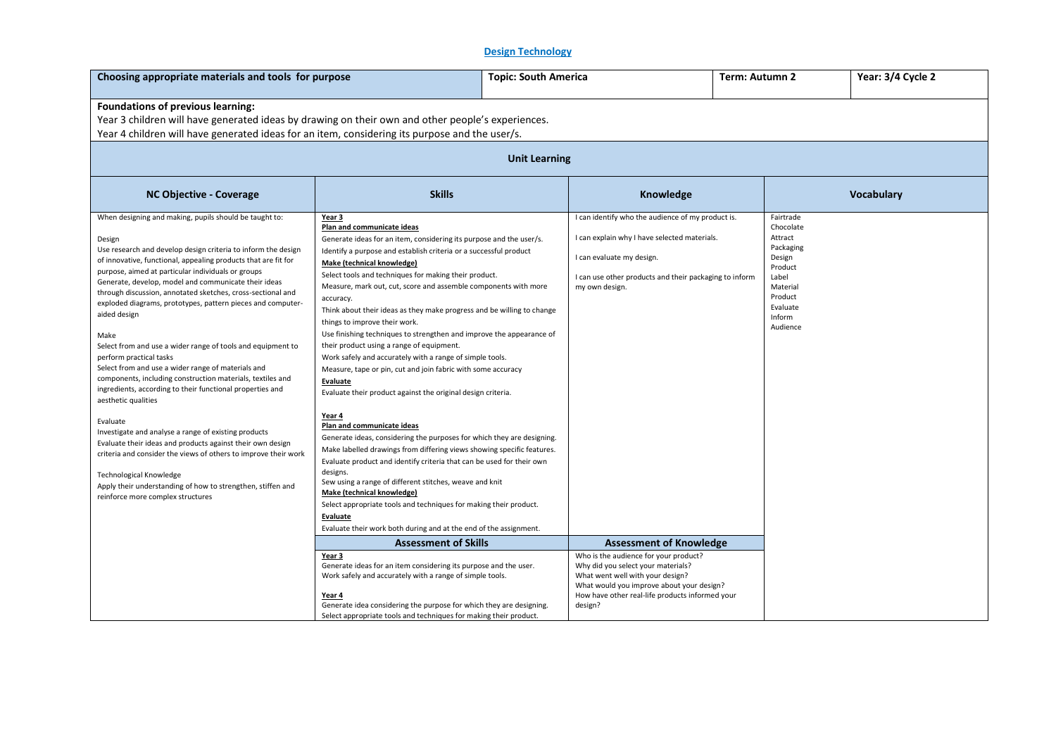## Design Technology

| Choosing appropriate materials and tools for purpose | Topic: South America | Term: Autumn 2 | Year: 3/4 Cycle 2 |
|---|---|---|---|

**Foundations of previous learning:**
Year 3 children will have generated ideas by drawing on their own and other people's experiences.
Year 4 children will have generated ideas for an item, considering its purpose and the user/s.

### Unit Learning

| NC Objective - Coverage | Skills | Knowledge | Vocabulary |
|---|---|---|---|
| When designing and making, pupils should be taught to:<br><br>Design<br>Use research and develop design criteria to inform the design of innovative, functional, appealing products that are fit for purpose, aimed at particular individuals or groups<br>Generate, develop, model and communicate their ideas through discussion, annotated sketches, cross-sectional and exploded diagrams, prototypes, pattern pieces and computer-aided design<br><br>Make<br>Select from and use a wider range of tools and equipment to perform practical tasks<br>Select from and use a wider range of materials and components, including construction materials, textiles and ingredients, according to their functional properties and aesthetic qualities<br><br>Evaluate<br>Investigate and analyse a range of existing products<br>Evaluate their ideas and products against their own design criteria and consider the views of others to improve their work<br><br>Technological Knowledge<br>Apply their understanding of how to strengthen, stiffen and reinforce more complex structures | **Year 3**<br>**Plan and communicate ideas**<br>Generate ideas for an item, considering its purpose and the user/s.<br>Identify a purpose and establish criteria or a successful product<br>**Make (technical knowledge)**<br>Select tools and techniques for making their product.<br>Measure, mark out, cut, score and assemble components with more accuracy.<br>Think about their ideas as they make progress and be willing to change things to improve their work.<br>Use finishing techniques to strengthen and improve the appearance of their product using a range of equipment.<br>Work safely and accurately with a range of simple tools.<br>Measure, tape or pin, cut and join fabric with some accuracy<br>**Evaluate**<br>Evaluate their product against the original design criteria.<br><br>**Year 4**<br>**Plan and communicate ideas**<br>Generate ideas, considering the purposes for which they are designing.<br>Make labelled drawings from differing views showing specific features.<br>Evaluate product and identify criteria that can be used for their own designs.<br>Sew using a range of different stitches, weave and knit<br>**Make (technical knowledge)**<br>Select appropriate tools and techniques for making their product.<br>**Evaluate**<br>Evaluate their work both during and at the end of the assignment. | I can identify who the audience of my product is.<br><br>I can explain why I have selected materials.<br><br>I can evaluate my design.<br><br>I can use other products and their packaging to inform my own design. | Fairtrade<br>Chocolate<br>Attract<br>Packaging<br>Design<br>Product<br>Label<br>Material<br>Product<br>Evaluate<br>Inform<br>Audience |
| | **Assessment of Skills** | **Assessment of Knowledge** | |
| | **Year 3**<br>Generate ideas for an item considering its purpose and the user.<br>Work safely and accurately with a range of simple tools.<br><br>**Year 4**<br>Generate idea considering the purpose for which they are designing.<br>Select appropriate tools and techniques for making their product. | Who is the audience for your product?<br>Why did you select your materials?<br>What went well with your design?<br>What would you improve about your design?<br>How have other real-life products informed your design? | |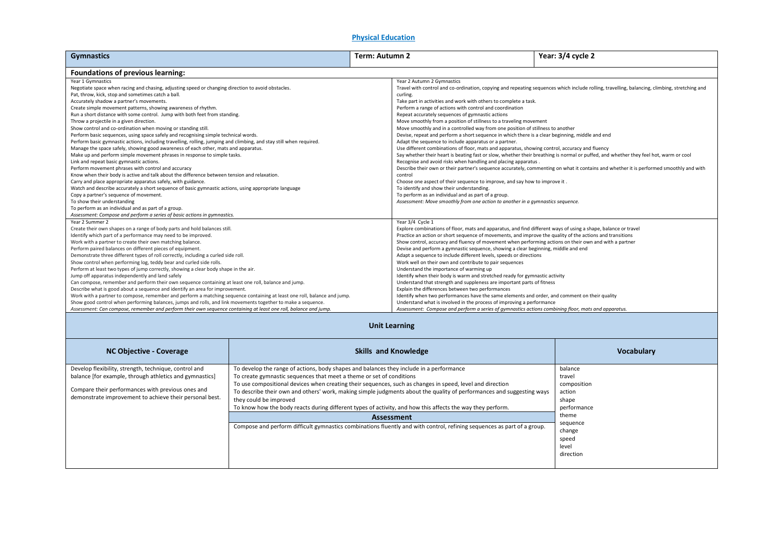# Physical Education

| Gymnastics | Term: Autumn 2 | Year: 3/4 cycle 2 |
|---|---|---|

## Foundations of previous learning:

| | |
|---|---|
| Year 1 Gymnastics<br>Negotiate space when racing and chasing, adjusting speed or changing direction to avoid obstacles.<br>Pat, throw, kick, stop and sometimes catch a ball.<br>Accurately shadow a partner's movements.<br>Create simple movement patterns, showing awareness of rhythm.<br>Run a short distance with some control. Jump with both feet from standing.<br>Throw a projectile in a given direction.<br>Show control and co-ordination when moving or standing still.<br>Perform basic sequences, using space safely and recognising simple technical words.<br>Perform basic gymnastic actions, including travelling, rolling, jumping and climbing, and stay still when required.<br>Manage the space safely, showing good awareness of each other, mats and apparatus.<br>Make up and perform simple movement phrases in response to simple tasks.<br>Link and repeat basic gymnastic actions.<br>Perform movement phrases with control and accuracy<br>Know when their body is active and talk about the difference between tension and relaxation.<br>Carry and place appropriate apparatus safely, with guidance.<br>Watch and describe accurately a short sequence of basic gymnastic actions, using appropriate language<br>Copy a partner's sequence of movement.<br>To show their understanding<br>To perform as an individual and as part of a group.<br>*Assessment: Compose and perform a series of basic actions in gymnastics.* | Year 2 Autumn 2 Gymnastics<br>Travel with control and co-ordination, copying and repeating sequences which include rolling, travelling, balancing, climbing, stretching and curling.<br>Take part in activities and work with others to complete a task.<br>Perform a range of actions with control and coordination<br>Repeat accurately sequences of gymnastic actions<br>Move smoothly from a position of stillness to a traveling movement<br>Move smoothly and in a controlled way from one position of stillness to another<br>Devise, repeat and perform a short sequence in which there is a clear beginning, middle and end<br>Adapt the sequence to include apparatus or a partner.<br>Use different combinations of floor, mats and apparatus, showing control, accuracy and fluency<br>Say whether their heart is beating fast or slow, whether their breathing is normal or puffed, and whether they feel hot, warm or cool<br>Recognise and avoid risks when handling and placing apparatus .<br>Describe their own or their partner's sequence accurately, commenting on what it contains and whether it is performed smoothly and with control<br>Choose one aspect of their sequence to improve, and say how to improve it .<br>To identify and show their understanding.<br>To perform as an individual and as part of a group.<br>*Assessment: Move smoothly from one action to another in a gymnastics sequence.* |
| Year 2 Summer 2<br>Create their own shapes on a range of body parts and hold balances still.<br>Identify which part of a performance may need to be improved.<br>Work with a partner to create their own matching balance.<br>Perform paired balances on different pieces of equipment.<br>Demonstrate three different types of roll correctly, including a curled side roll.<br>Show control when performing log, teddy bear and curled side rolls.<br>Perform at least two types of jump correctly, showing a clear body shape in the air.<br>Jump off apparatus independently and land safely<br>Can compose, remember and perform their own sequence containing at least one roll, balance and jump.<br>Describe what is good about a sequence and identify an area for improvement.<br>Work with a partner to compose, remember and perform a matching sequence containing at least one roll, balance and jump.<br>Show good control when performing balances, jumps and rolls, and link movements together to make a sequence.<br>*Assessment: Can compose, remember and perform their own sequence containing at least one roll, balance and jump.* | Year 3/4 Cycle 1<br>Explore combinations of floor, mats and apparatus, and find different ways of using a shape, balance or travel<br>Practice an action or short sequence of movements, and improve the quality of the actions and transitions<br>Show control, accuracy and fluency of movement when performing actions on their own and with a partner<br>Devise and perform a gymnastic sequence, showing a clear beginning, middle and end<br>Adapt a sequence to include different levels, speeds or directions<br>Work well on their own and contribute to pair sequences<br>Understand the importance of warming up<br>Identify when their body is warm and stretched ready for gymnastic activity<br>Understand that strength and suppleness are important parts of fitness<br>Explain the differences between two performances<br>Identify when two performances have the same elements and order, and comment on their quality<br>Understand what is involved in the process of improving a performance<br>*Assessment: Compose and perform a series of gymnastics actions combining floor, mats and apparatus.* |

## Unit Learning

| NC Objective - Coverage | Skills and Knowledge | Vocabulary |
|---|---|---|
| Develop flexibility, strength, technique, control and balance [for example, through athletics and gymnastics]<br><br>Compare their performances with previous ones and demonstrate improvement to achieve their personal best. | To develop the range of actions, body shapes and balances they include in a performance<br>To create gymnastic sequences that meet a theme or set of conditions<br>To use compositional devices when creating their sequences, such as changes in speed, level and direction<br>To describe their own and others' work, making simple judgments about the quality of performances and suggesting ways they could be improved<br>To know how the body reacts during different types of activity, and how this affects the way they perform.<br><br>**Assessment**<br><br>Compose and perform difficult gymnastics combinations fluently and with control, refining sequences as part of a group. | balance<br>travel<br>composition<br>action<br>shape<br>performance<br>theme<br>sequence<br>change<br>speed<br>level<br>direction |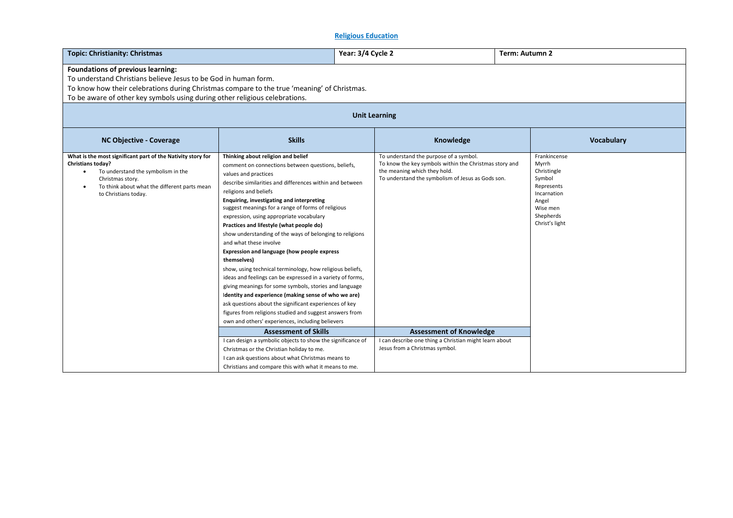## Religious Education

| Topic: Christianity: Christmas | Year: 3/4 Cycle 2 | Term: Autumn 2 |
|---|---|---|

**Foundations of previous learning:**

To understand Christians believe Jesus to be God in human form.

To know how their celebrations during Christmas compare to the true 'meaning' of Christmas.

To be aware of other key symbols using during other religious celebrations.

### Unit Learning

| NC Objective - Coverage | Skills | Knowledge | Vocabulary |
|---|---|---|---|
| **What is the most significant part of the Nativity story for Christians today?**<br>• To understand the symbolism in the Christmas story.<br>• To think about what the different parts mean to Christians today. | **Thinking about religion and belief**<br>comment on connections between questions, beliefs, values and practices<br>describe similarities and differences within and between religions and beliefs<br>**Enquiring, investigating and interpreting**<br>suggest meanings for a range of forms of religious expression, using appropriate vocabulary<br>**Practices and lifestyle (what people do)**<br>show understanding of the ways of belonging to religions and what these involve<br>**Expression and language (how people express themselves)**<br>show, using technical terminology, how religious beliefs, ideas and feelings can be expressed in a variety of forms, giving meanings for some symbols, stories and language<br>**Identity and experience (making sense of who we are)**<br>ask questions about the significant experiences of key figures from religions studied and suggest answers from own and others' experiences, including believers | To understand the purpose of a symbol.<br>To know the key symbols within the Christmas story and the meaning which they hold.<br>To understand the symbolism of Jesus as Gods son. | Frankincense<br>Myrrh<br>Christingle<br>Symbol<br>Represents<br>Incarnation<br>Angel<br>Wise men<br>Shepherds<br>Christ's light |
| | **Assessment of Skills** | **Assessment of Knowledge** | |
| | I can design a symbolic objects to show the significance of Christmas or the Christian holiday to me.<br>I can ask questions about what Christmas means to Christians and compare this with what it means to me. | I can describe one thing a Christian might learn about Jesus from a Christmas symbol. | |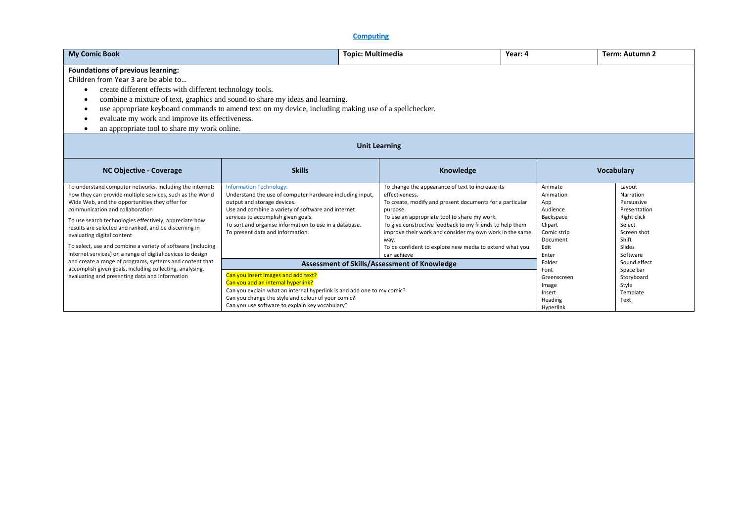**Computing**

| My Comic Book | Topic: Multimedia | Year: 4 | Term: Autumn 2 |
|---|---|---|---|

**Foundations of previous learning:**

Children from Year 3 are be able to…

- create different effects with different technology tools.
- combine a mixture of text, graphics and sound to share my ideas and learning.
- use appropriate keyboard commands to amend text on my device, including making use of a spellchecker.
- evaluate my work and improve its effectiveness.
- an appropriate tool to share my work online.

**Unit Learning**

| NC Objective - Coverage | Skills | Knowledge | Vocabulary | |
|---|---|---|---|---|
| To understand computer networks, including the internet; how they can provide multiple services, such as the World Wide Web, and the opportunities they offer for communication and collaboration<br><br>To use search technologies effectively, appreciate how results are selected and ranked, and be discerning in evaluating digital content<br><br>To select, use and combine a variety of software (including internet services) on a range of digital devices to design and create a range of programs, systems and content that accomplish given goals, including collecting, analysing, evaluating and presenting data and information | Information Technology:<br>Understand the use of computer hardware including input, output and storage devices.<br>Use and combine a variety of software and internet services to accomplish given goals.<br>To sort and organise information to use in a database.<br>To present data and information. | To change the appearance of text to increase its effectiveness.<br>To create, modify and present documents for a particular purpose.<br>To use an appropriate tool to share my work.<br>To give constructive feedback to my friends to help them improve their work and consider my own work in the same way.<br>To be confident to explore new media to extend what you can achieve | Animate<br>Animation<br>App<br>Audience<br>Backspace<br>Clipart<br>Comic strip<br>Document<br>Edit<br>Enter<br>Folder<br>Font<br>Greenscreen<br>Image<br>Insert<br>Heading<br>Hyperlink | Layout<br>Narration<br>Persuasive<br>Presentation<br>Right click<br>Select<br>Screen shot<br>Shift<br>Slides<br>Software<br>Sound effect<br>Space bar<br>Storyboard<br>Style<br>Template<br>Text |
| | **Assessment of Skills/Assessment of Knowledge** | | | |
| | Can you insert images and add text?<br>Can you add an internal hyperlink?<br>Can you explain what an internal hyperlink is and add one to my comic?<br>Can you change the style and colour of your comic?<br>Can you use software to explain key vocabulary? | | | |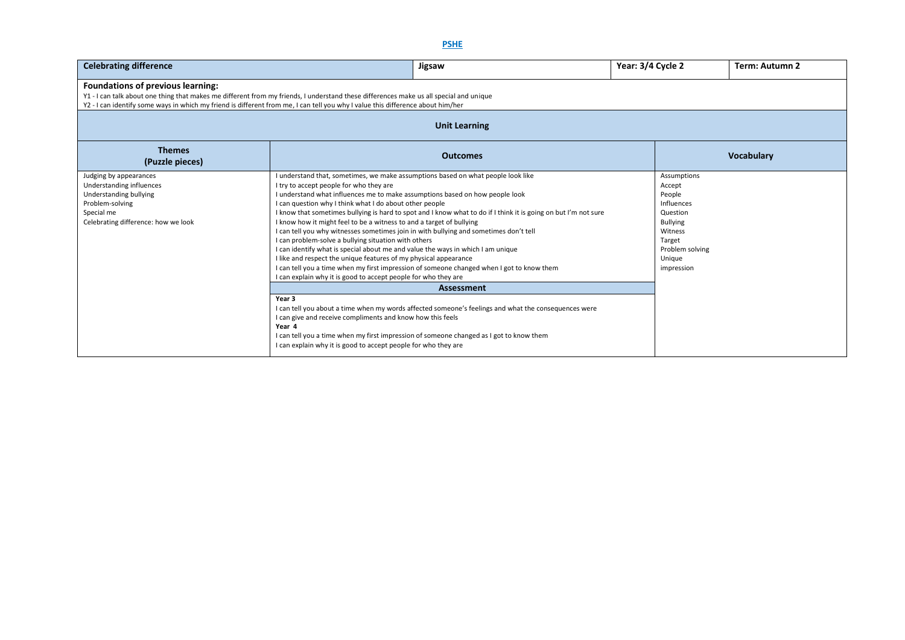**PSHE**

| Celebrating difference | Jigsaw | Year: 3/4 Cycle 2 | Term: Autumn 2 |
|---|---|---|---|

**Foundations of previous learning:**

Y1 - I can talk about one thing that makes me different from my friends, I understand these differences make us all special and unique

Y2 - I can identify some ways in which my friend is different from me, I can tell you why I value this difference about him/her

## Unit Learning

| Themes (Puzzle pieces) | Outcomes | Vocabulary |
|---|---|---|
| Judging by appearances<br>Understanding influences<br>Understanding bullying<br>Problem-solving<br>Special me<br>Celebrating difference: how we look | I understand that, sometimes, we make assumptions based on what people look like<br>I try to accept people for who they are<br>I understand what influences me to make assumptions based on how people look<br>I can question why I think what I do about other people<br>I know that sometimes bullying is hard to spot and I know what to do if I think it is going on but I'm not sure<br>I know how it might feel to be a witness to and a target of bullying<br>I can tell you why witnesses sometimes join in with bullying and sometimes don't tell<br>I can problem-solve a bullying situation with others<br>I can identify what is special about me and value the ways in which I am unique<br>I like and respect the unique features of my physical appearance<br>I can tell you a time when my first impression of someone changed when I got to know them<br>I can explain why it is good to accept people for who they are<br><br>**Assessment**<br><br>**Year 3**<br>I can tell you about a time when my words affected someone's feelings and what the consequences were<br>I can give and receive compliments and know how this feels<br>**Year 4**<br>I can tell you a time when my first impression of someone changed as I got to know them<br>I can explain why it is good to accept people for who they are | Assumptions<br>Accept<br>People<br>Influences<br>Question<br>Bullying<br>Witness<br>Target<br>Problem solving<br>Unique<br>impression |